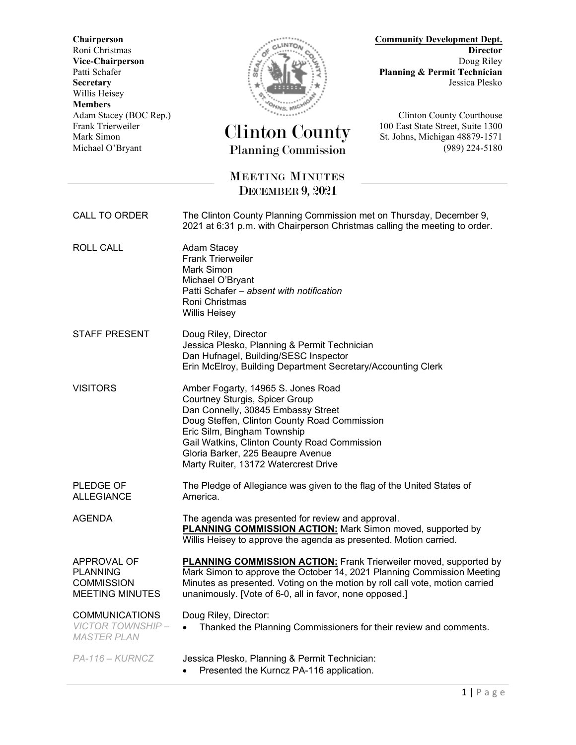**Chairperson**
Roni Christmas
**Vice-Chairperson**
Patti Schafer
**Secretary**
Willis Heisey
**Members**
Adam Stacey (BOC Rep.)
Frank Trierweiler
Mark Simon
Michael O'Bryant

# Clinton County
## Planning Commission

**Community Development Dept.**
**Director**
Doug Riley
**Planning & Permit Technician**
Jessica Plesko

Clinton County Courthouse
100 East State Street, Suite 1300
St. Johns, Michigan 48879-1571
(989) 224-5180

## MEETING MINUTES
## DECEMBER 9, 2021

CALL TO ORDER — The Clinton County Planning Commission met on Thursday, December 9, 2021 at 6:31 p.m. with Chairperson Christmas calling the meeting to order.

ROLL CALL
Adam Stacey
Frank Trierweiler
Mark Simon
Michael O'Bryant
Patti Schafer – *absent with notification*
Roni Christmas
Willis Heisey

STAFF PRESENT
Doug Riley, Director
Jessica Plesko, Planning & Permit Technician
Dan Hufnagel, Building/SESC Inspector
Erin McElroy, Building Department Secretary/Accounting Clerk

VISITORS
Amber Fogarty, 14965 S. Jones Road
Courtney Sturgis, Spicer Group
Dan Connelly, 30845 Embassy Street
Doug Steffen, Clinton County Road Commission
Eric Silm, Bingham Township
Gail Watkins, Clinton County Road Commission
Gloria Barker, 225 Beaupre Avenue
Marty Ruiter, 13172 Watercrest Drive

PLEDGE OF ALLEGIANCE — The Pledge of Allegiance was given to the flag of the United States of America.

AGENDA — The agenda was presented for review and approval.
**PLANNING COMMISSION ACTION:** Mark Simon moved, supported by Willis Heisey to approve the agenda as presented. Motion carried.

APPROVAL OF PLANNING COMMISSION MEETING MINUTES — **PLANNING COMMISSION ACTION:** Frank Trierweiler moved, supported by Mark Simon to approve the October 14, 2021 Planning Commission Meeting Minutes as presented. Voting on the motion by roll call vote, motion carried unanimously. [Vote of 6-0, all in favor, none opposed.]

COMMUNICATIONS

*VICTOR TOWNSHIP – MASTER PLAN*

Doug Riley, Director:

- Thanked the Planning Commissioners for their review and comments.

*PA-116 – KURNCZ*

Jessica Plesko, Planning & Permit Technician:

- Presented the Kurncz PA-116 application.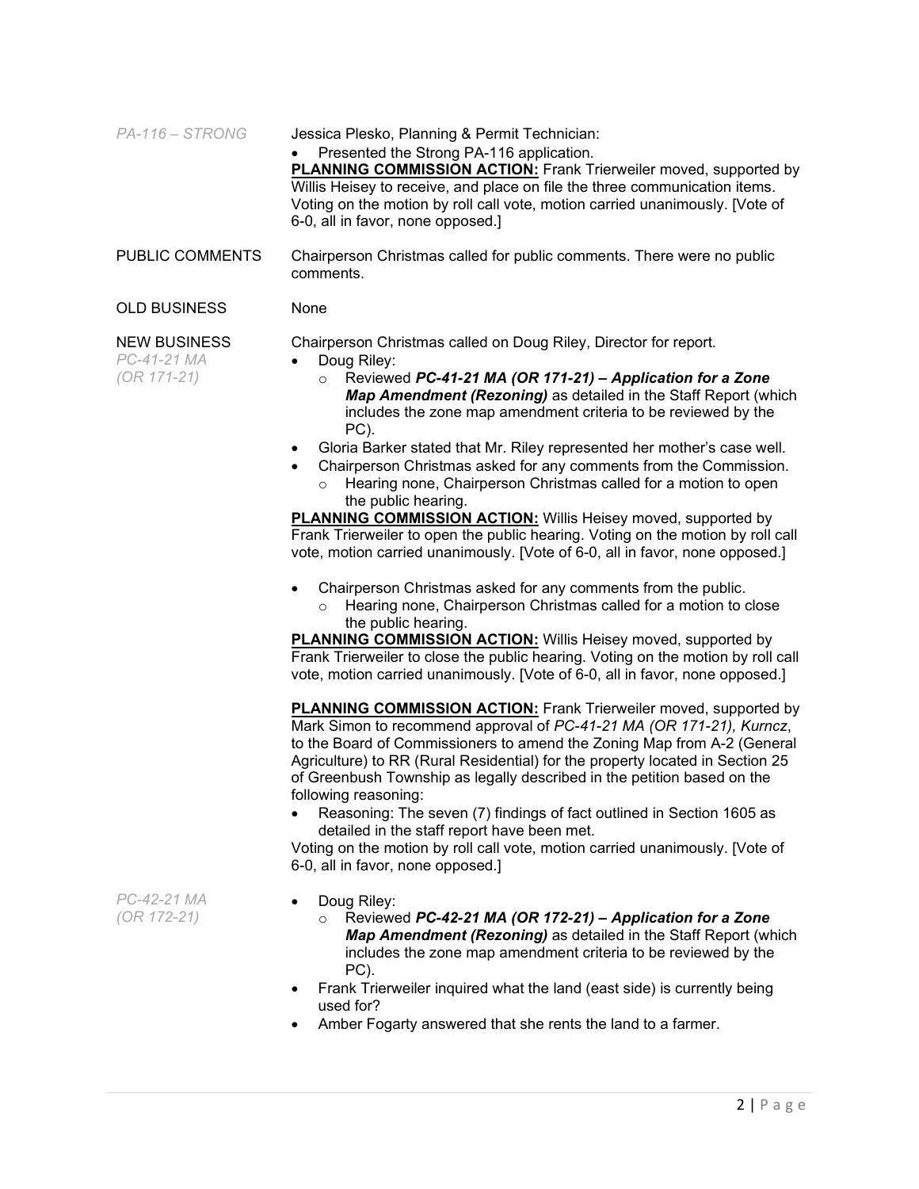*PA-116 – STRONG*

Jessica Plesko, Planning & Permit Technician:

- Presented the Strong PA-116 application.

**PLANNING COMMISSION ACTION:** Frank Trierweiler moved, supported by Willis Heisey to receive, and place on file the three communication items. Voting on the motion by roll call vote, motion carried unanimously. [Vote of 6-0, all in favor, none opposed.]

PUBLIC COMMENTS

Chairperson Christmas called for public comments. There were no public comments.

OLD BUSINESS

None

NEW BUSINESS

*PC-41-21 MA (OR 171-21)*

Chairperson Christmas called on Doug Riley, Director for report.

- Doug Riley:
  - Reviewed ***PC-41-21 MA (OR 171-21) – Application for a Zone Map Amendment (Rezoning)*** as detailed in the Staff Report (which includes the zone map amendment criteria to be reviewed by the PC).
- Gloria Barker stated that Mr. Riley represented her mother's case well.
- Chairperson Christmas asked for any comments from the Commission.
  - Hearing none, Chairperson Christmas called for a motion to open the public hearing.

**PLANNING COMMISSION ACTION:** Willis Heisey moved, supported by Frank Trierweiler to open the public hearing. Voting on the motion by roll call vote, motion carried unanimously. [Vote of 6-0, all in favor, none opposed.]

- Chairperson Christmas asked for any comments from the public.
  - Hearing none, Chairperson Christmas called for a motion to close the public hearing.

**PLANNING COMMISSION ACTION:** Willis Heisey moved, supported by Frank Trierweiler to close the public hearing. Voting on the motion by roll call vote, motion carried unanimously. [Vote of 6-0, all in favor, none opposed.]

**PLANNING COMMISSION ACTION:** Frank Trierweiler moved, supported by Mark Simon to recommend approval of *PC-41-21 MA (OR 171-21), Kurncz*, to the Board of Commissioners to amend the Zoning Map from A-2 (General Agriculture) to RR (Rural Residential) for the property located in Section 25 of Greenbush Township as legally described in the petition based on the following reasoning:

- Reasoning: The seven (7) findings of fact outlined in Section 1605 as detailed in the staff report have been met.

Voting on the motion by roll call vote, motion carried unanimously. [Vote of 6-0, all in favor, none opposed.]

*PC-42-21 MA (OR 172-21)*

- Doug Riley:
  - Reviewed ***PC-42-21 MA (OR 172-21) – Application for a Zone Map Amendment (Rezoning)*** as detailed in the Staff Report (which includes the zone map amendment criteria to be reviewed by the PC).
- Frank Trierweiler inquired what the land (east side) is currently being used for?
- Amber Fogarty answered that she rents the land to a farmer.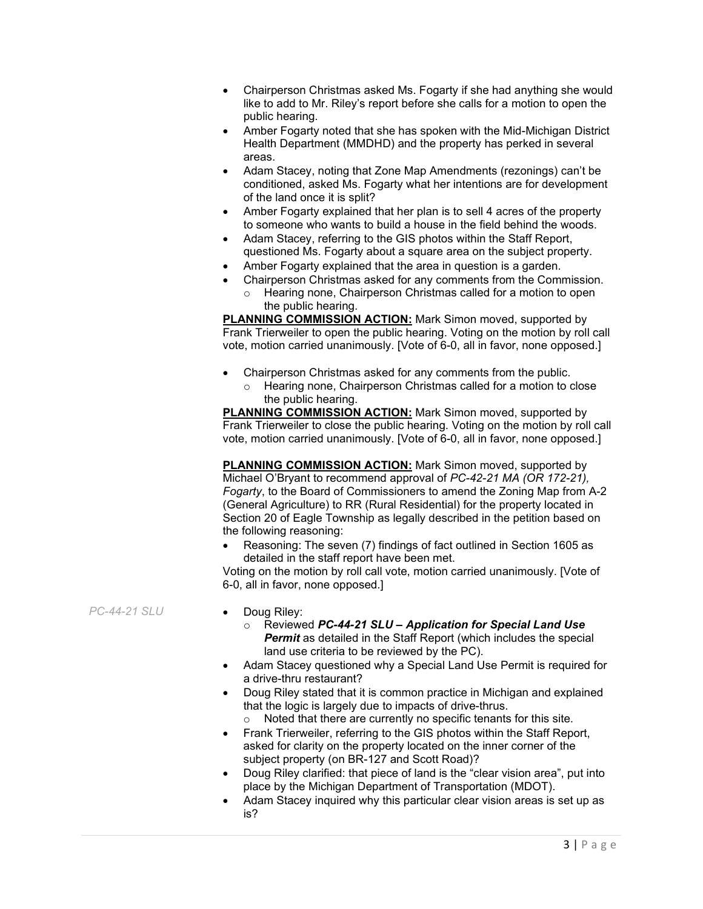- Chairperson Christmas asked Ms. Fogarty if she had anything she would like to add to Mr. Riley's report before she calls for a motion to open the public hearing.
- Amber Fogarty noted that she has spoken with the Mid-Michigan District Health Department (MMDHD) and the property has perked in several areas.
- Adam Stacey, noting that Zone Map Amendments (rezonings) can't be conditioned, asked Ms. Fogarty what her intentions are for development of the land once it is split?
- Amber Fogarty explained that her plan is to sell 4 acres of the property to someone who wants to build a house in the field behind the woods.
- Adam Stacey, referring to the GIS photos within the Staff Report, questioned Ms. Fogarty about a square area on the subject property.
- Amber Fogarty explained that the area in question is a garden.
- Chairperson Christmas asked for any comments from the Commission.
  - Hearing none, Chairperson Christmas called for a motion to open the public hearing.

**PLANNING COMMISSION ACTION:** Mark Simon moved, supported by Frank Trierweiler to open the public hearing. Voting on the motion by roll call vote, motion carried unanimously. [Vote of 6-0, all in favor, none opposed.]

- Chairperson Christmas asked for any comments from the public.
  - Hearing none, Chairperson Christmas called for a motion to close the public hearing.

**PLANNING COMMISSION ACTION:** Mark Simon moved, supported by Frank Trierweiler to close the public hearing. Voting on the motion by roll call vote, motion carried unanimously. [Vote of 6-0, all in favor, none opposed.]

**PLANNING COMMISSION ACTION:** Mark Simon moved, supported by Michael O'Bryant to recommend approval of *PC-42-21 MA (OR 172-21), Fogarty*, to the Board of Commissioners to amend the Zoning Map from A-2 (General Agriculture) to RR (Rural Residential) for the property located in Section 20 of Eagle Township as legally described in the petition based on the following reasoning:

- Reasoning: The seven (7) findings of fact outlined in Section 1605 as detailed in the staff report have been met.

Voting on the motion by roll call vote, motion carried unanimously. [Vote of 6-0, all in favor, none opposed.]

*PC-44-21 SLU*

- Doug Riley:
  - Reviewed ***PC-44-21 SLU – Application for Special Land Use Permit*** as detailed in the Staff Report (which includes the special land use criteria to be reviewed by the PC).
- Adam Stacey questioned why a Special Land Use Permit is required for a drive-thru restaurant?
- Doug Riley stated that it is common practice in Michigan and explained that the logic is largely due to impacts of drive-thrus.
  - Noted that there are currently no specific tenants for this site.
- Frank Trierweiler, referring to the GIS photos within the Staff Report, asked for clarity on the property located on the inner corner of the subject property (on BR-127 and Scott Road)?
- Doug Riley clarified: that piece of land is the "clear vision area", put into place by the Michigan Department of Transportation (MDOT).
- Adam Stacey inquired why this particular clear vision areas is set up as is?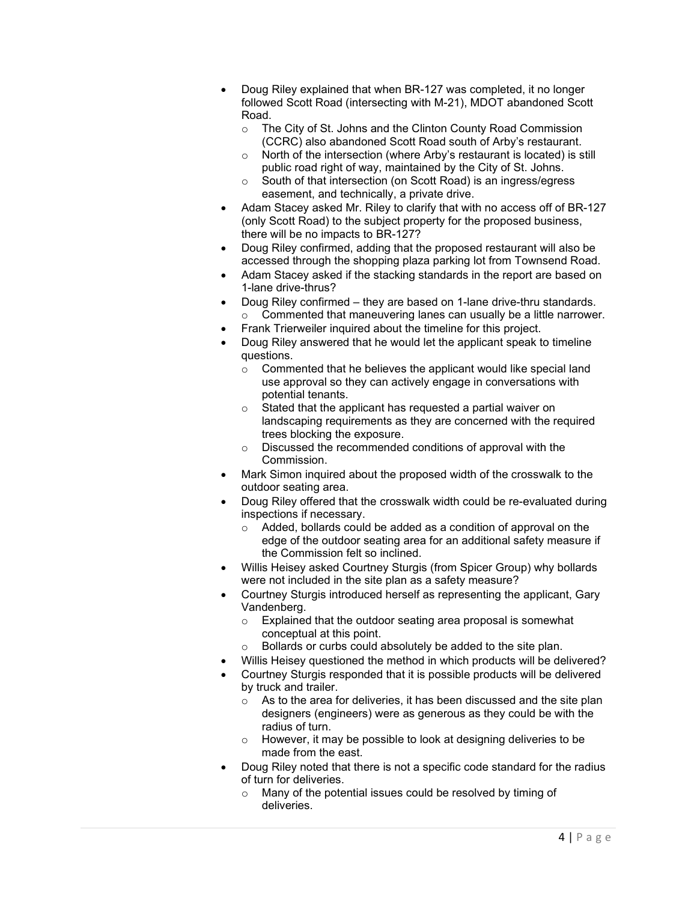- Doug Riley explained that when BR-127 was completed, it no longer followed Scott Road (intersecting with M-21), MDOT abandoned Scott Road.
  - The City of St. Johns and the Clinton County Road Commission (CCRC) also abandoned Scott Road south of Arby's restaurant.
  - North of the intersection (where Arby's restaurant is located) is still public road right of way, maintained by the City of St. Johns.
  - South of that intersection (on Scott Road) is an ingress/egress easement, and technically, a private drive.
- Adam Stacey asked Mr. Riley to clarify that with no access off of BR-127 (only Scott Road) to the subject property for the proposed business, there will be no impacts to BR-127?
- Doug Riley confirmed, adding that the proposed restaurant will also be accessed through the shopping plaza parking lot from Townsend Road.
- Adam Stacey asked if the stacking standards in the report are based on 1-lane drive-thrus?
- Doug Riley confirmed – they are based on 1-lane drive-thru standards.
  - Commented that maneuvering lanes can usually be a little narrower.
- Frank Trierweiler inquired about the timeline for this project.
- Doug Riley answered that he would let the applicant speak to timeline questions.
  - Commented that he believes the applicant would like special land use approval so they can actively engage in conversations with potential tenants.
  - Stated that the applicant has requested a partial waiver on landscaping requirements as they are concerned with the required trees blocking the exposure.
  - Discussed the recommended conditions of approval with the Commission.
- Mark Simon inquired about the proposed width of the crosswalk to the outdoor seating area.
- Doug Riley offered that the crosswalk width could be re-evaluated during inspections if necessary.
  - Added, bollards could be added as a condition of approval on the edge of the outdoor seating area for an additional safety measure if the Commission felt so inclined.
- Willis Heisey asked Courtney Sturgis (from Spicer Group) why bollards were not included in the site plan as a safety measure?
- Courtney Sturgis introduced herself as representing the applicant, Gary Vandenberg.
  - Explained that the outdoor seating area proposal is somewhat conceptual at this point.
  - Bollards or curbs could absolutely be added to the site plan.
- Willis Heisey questioned the method in which products will be delivered?
- Courtney Sturgis responded that it is possible products will be delivered by truck and trailer.
  - As to the area for deliveries, it has been discussed and the site plan designers (engineers) were as generous as they could be with the radius of turn.
  - However, it may be possible to look at designing deliveries to be made from the east.
- Doug Riley noted that there is not a specific code standard for the radius of turn for deliveries.
  - Many of the potential issues could be resolved by timing of deliveries.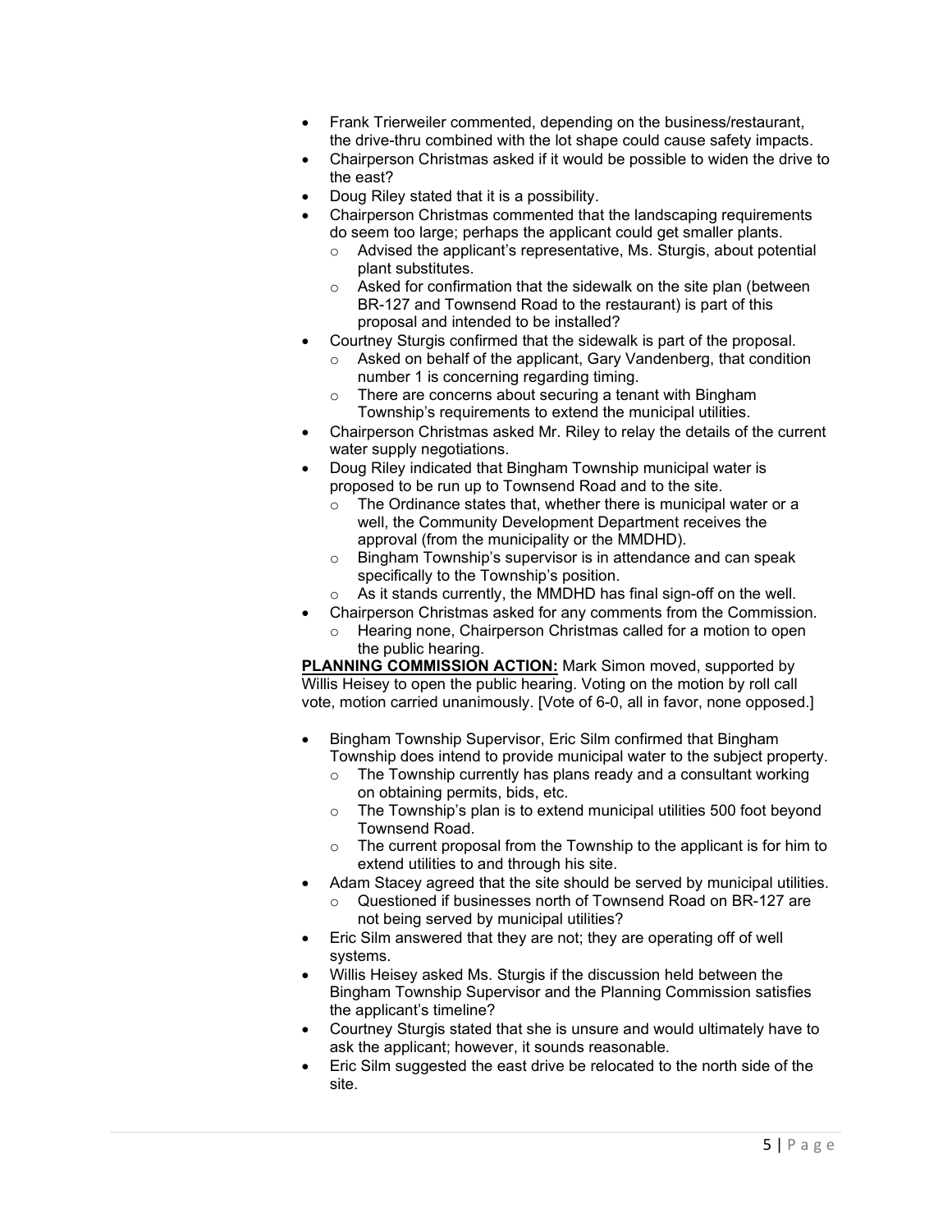- Frank Trierweiler commented, depending on the business/restaurant, the drive-thru combined with the lot shape could cause safety impacts.
- Chairperson Christmas asked if it would be possible to widen the drive to the east?
- Doug Riley stated that it is a possibility.
- Chairperson Christmas commented that the landscaping requirements do seem too large; perhaps the applicant could get smaller plants.
  - Advised the applicant's representative, Ms. Sturgis, about potential plant substitutes.
  - Asked for confirmation that the sidewalk on the site plan (between BR-127 and Townsend Road to the restaurant) is part of this proposal and intended to be installed?
- Courtney Sturgis confirmed that the sidewalk is part of the proposal.
  - Asked on behalf of the applicant, Gary Vandenberg, that condition number 1 is concerning regarding timing.
  - There are concerns about securing a tenant with Bingham Township's requirements to extend the municipal utilities.
- Chairperson Christmas asked Mr. Riley to relay the details of the current water supply negotiations.
- Doug Riley indicated that Bingham Township municipal water is proposed to be run up to Townsend Road and to the site.
  - The Ordinance states that, whether there is municipal water or a well, the Community Development Department receives the approval (from the municipality or the MMDHD).
  - Bingham Township's supervisor is in attendance and can speak specifically to the Township's position.
  - As it stands currently, the MMDHD has final sign-off on the well.
- Chairperson Christmas asked for any comments from the Commission.
  - Hearing none, Chairperson Christmas called for a motion to open the public hearing.

**PLANNING COMMISSION ACTION:** Mark Simon moved, supported by Willis Heisey to open the public hearing. Voting on the motion by roll call vote, motion carried unanimously. [Vote of 6-0, all in favor, none opposed.]

- Bingham Township Supervisor, Eric Silm confirmed that Bingham Township does intend to provide municipal water to the subject property.
  - The Township currently has plans ready and a consultant working on obtaining permits, bids, etc.
  - The Township's plan is to extend municipal utilities 500 foot beyond Townsend Road.
  - The current proposal from the Township to the applicant is for him to extend utilities to and through his site.
- Adam Stacey agreed that the site should be served by municipal utilities.
  - Questioned if businesses north of Townsend Road on BR-127 are not being served by municipal utilities?
- Eric Silm answered that they are not; they are operating off of well systems.
- Willis Heisey asked Ms. Sturgis if the discussion held between the Bingham Township Supervisor and the Planning Commission satisfies the applicant's timeline?
- Courtney Sturgis stated that she is unsure and would ultimately have to ask the applicant; however, it sounds reasonable.
- Eric Silm suggested the east drive be relocated to the north side of the site.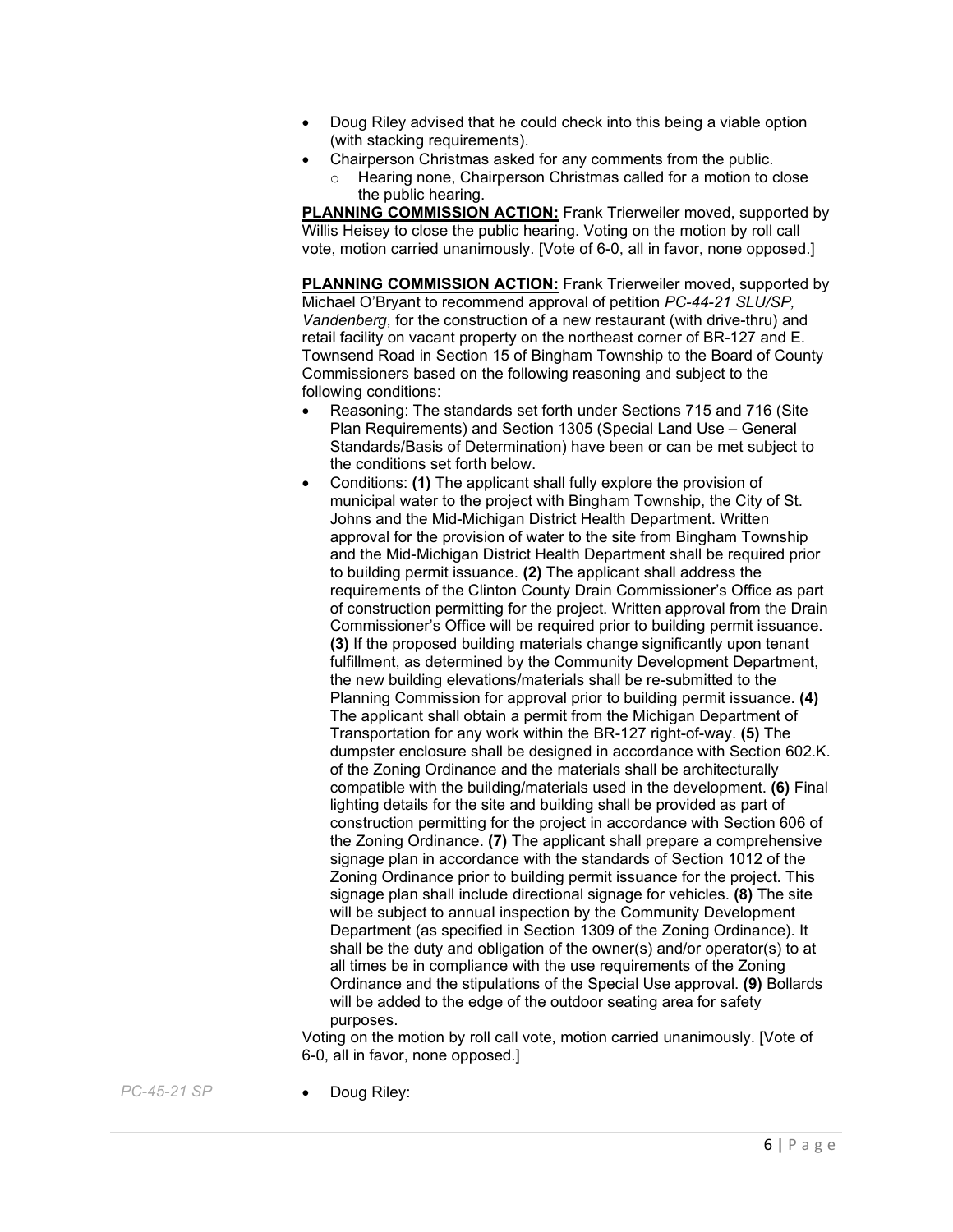- Doug Riley advised that he could check into this being a viable option (with stacking requirements).
- Chairperson Christmas asked for any comments from the public.
  - Hearing none, Chairperson Christmas called for a motion to close the public hearing.

**PLANNING COMMISSION ACTION:** Frank Trierweiler moved, supported by Willis Heisey to close the public hearing. Voting on the motion by roll call vote, motion carried unanimously. [Vote of 6-0, all in favor, none opposed.]

**PLANNING COMMISSION ACTION:** Frank Trierweiler moved, supported by Michael O'Bryant to recommend approval of petition *PC-44-21 SLU/SP, Vandenberg*, for the construction of a new restaurant (with drive-thru) and retail facility on vacant property on the northeast corner of BR-127 and E. Townsend Road in Section 15 of Bingham Township to the Board of County Commissioners based on the following reasoning and subject to the following conditions:

- Reasoning: The standards set forth under Sections 715 and 716 (Site Plan Requirements) and Section 1305 (Special Land Use – General Standards/Basis of Determination) have been or can be met subject to the conditions set forth below.
- Conditions: **(1)** The applicant shall fully explore the provision of municipal water to the project with Bingham Township, the City of St. Johns and the Mid-Michigan District Health Department. Written approval for the provision of water to the site from Bingham Township and the Mid-Michigan District Health Department shall be required prior to building permit issuance. **(2)** The applicant shall address the requirements of the Clinton County Drain Commissioner's Office as part of construction permitting for the project. Written approval from the Drain Commissioner's Office will be required prior to building permit issuance. **(3)** If the proposed building materials change significantly upon tenant fulfillment, as determined by the Community Development Department, the new building elevations/materials shall be re-submitted to the Planning Commission for approval prior to building permit issuance. **(4)** The applicant shall obtain a permit from the Michigan Department of Transportation for any work within the BR-127 right-of-way. **(5)** The dumpster enclosure shall be designed in accordance with Section 602.K. of the Zoning Ordinance and the materials shall be architecturally compatible with the building/materials used in the development. **(6)** Final lighting details for the site and building shall be provided as part of construction permitting for the project in accordance with Section 606 of the Zoning Ordinance. **(7)** The applicant shall prepare a comprehensive signage plan in accordance with the standards of Section 1012 of the Zoning Ordinance prior to building permit issuance for the project. This signage plan shall include directional signage for vehicles. **(8)** The site will be subject to annual inspection by the Community Development Department (as specified in Section 1309 of the Zoning Ordinance). It shall be the duty and obligation of the owner(s) and/or operator(s) to at all times be in compliance with the use requirements of the Zoning Ordinance and the stipulations of the Special Use approval. **(9)** Bollards will be added to the edge of the outdoor seating area for safety purposes.

Voting on the motion by roll call vote, motion carried unanimously. [Vote of 6-0, all in favor, none opposed.]

*PC-45-21 SP*

- Doug Riley: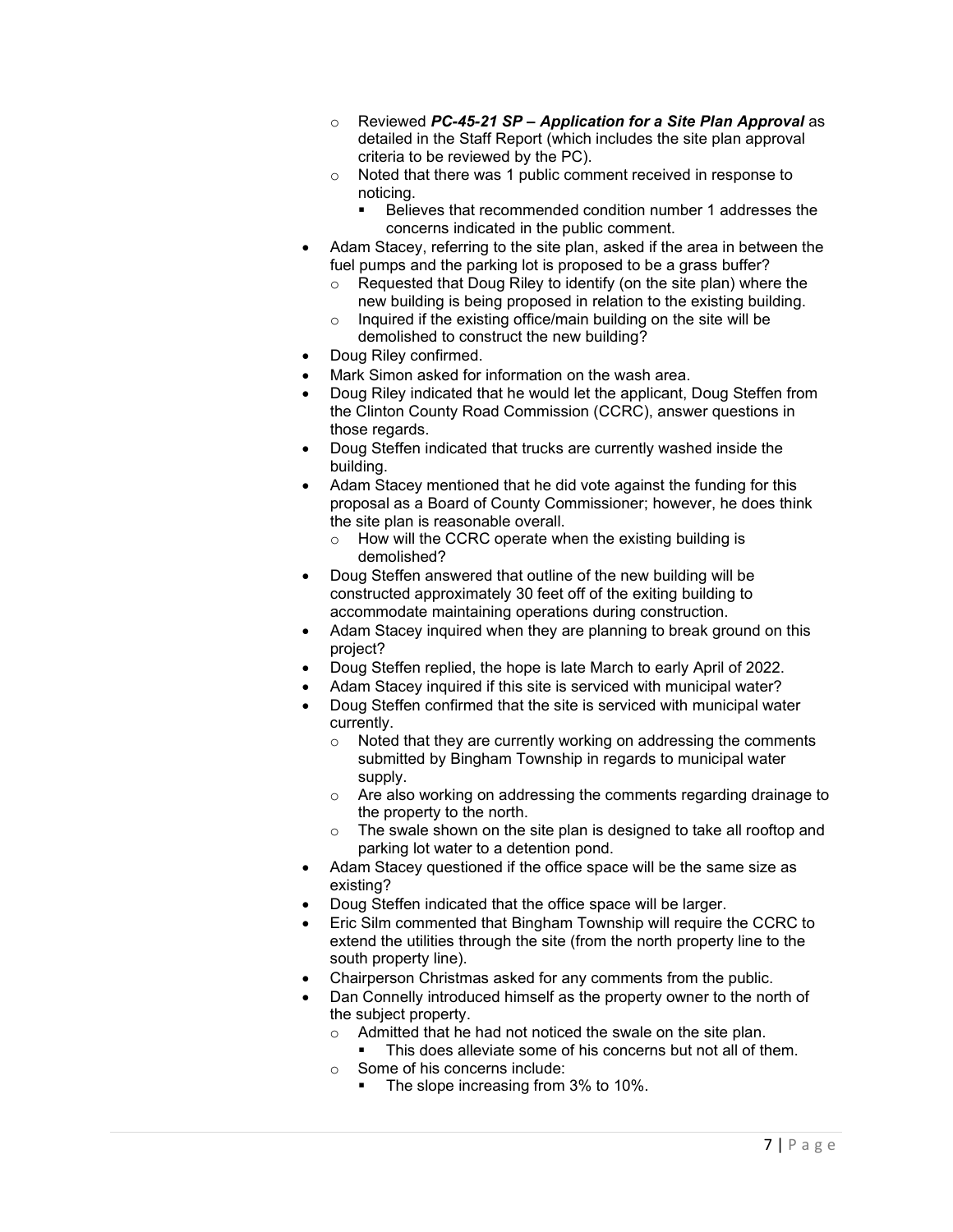- Reviewed ***PC-45-21 SP – Application for a Site Plan Approval*** as detailed in the Staff Report (which includes the site plan approval criteria to be reviewed by the PC).
  - Noted that there was 1 public comment received in response to noticing.
    - Believes that recommended condition number 1 addresses the concerns indicated in the public comment.
- Adam Stacey, referring to the site plan, asked if the area in between the fuel pumps and the parking lot is proposed to be a grass buffer?
  - Requested that Doug Riley to identify (on the site plan) where the new building is being proposed in relation to the existing building.
  - Inquired if the existing office/main building on the site will be demolished to construct the new building?
- Doug Riley confirmed.
- Mark Simon asked for information on the wash area.
- Doug Riley indicated that he would let the applicant, Doug Steffen from the Clinton County Road Commission (CCRC), answer questions in those regards.
- Doug Steffen indicated that trucks are currently washed inside the building.
- Adam Stacey mentioned that he did vote against the funding for this proposal as a Board of County Commissioner; however, he does think the site plan is reasonable overall.
  - How will the CCRC operate when the existing building is demolished?
- Doug Steffen answered that outline of the new building will be constructed approximately 30 feet off of the exiting building to accommodate maintaining operations during construction.
- Adam Stacey inquired when they are planning to break ground on this project?
- Doug Steffen replied, the hope is late March to early April of 2022.
- Adam Stacey inquired if this site is serviced with municipal water?
- Doug Steffen confirmed that the site is serviced with municipal water currently.
  - Noted that they are currently working on addressing the comments submitted by Bingham Township in regards to municipal water supply.
  - Are also working on addressing the comments regarding drainage to the property to the north.
  - The swale shown on the site plan is designed to take all rooftop and parking lot water to a detention pond.
- Adam Stacey questioned if the office space will be the same size as existing?
- Doug Steffen indicated that the office space will be larger.
- Eric Silm commented that Bingham Township will require the CCRC to extend the utilities through the site (from the north property line to the south property line).
- Chairperson Christmas asked for any comments from the public.
- Dan Connelly introduced himself as the property owner to the north of the subject property.
  - Admitted that he had not noticed the swale on the site plan.
    - This does alleviate some of his concerns but not all of them.
  - Some of his concerns include:
    - The slope increasing from 3% to 10%.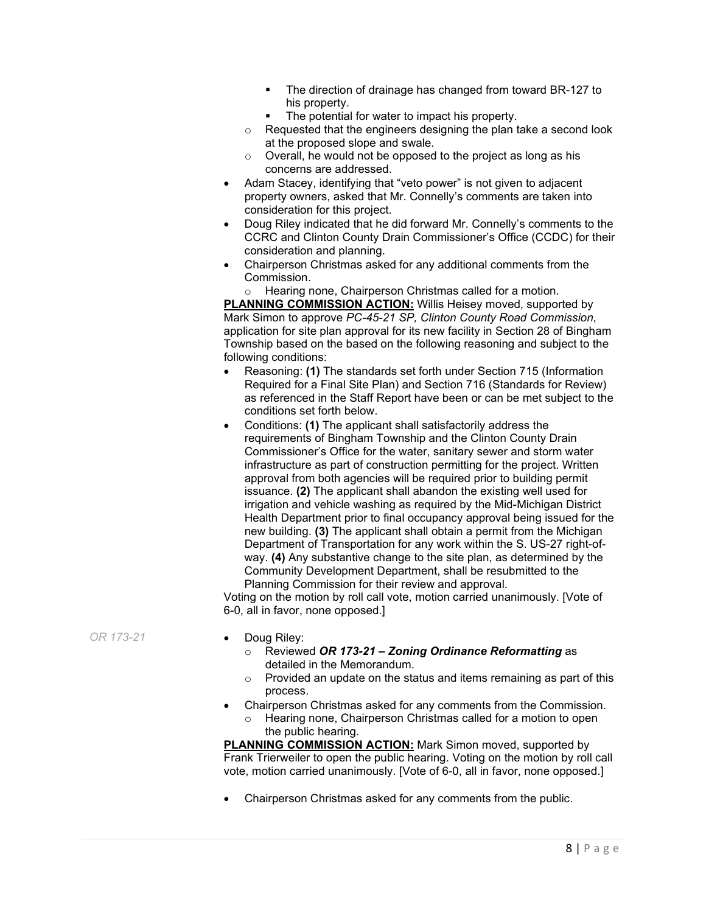- The direction of drainage has changed from toward BR-127 to his property.
        - The potential for water to impact his property.
    - Requested that the engineers designing the plan take a second look at the proposed slope and swale.
    - Overall, he would not be opposed to the project as long as his concerns are addressed.
- Adam Stacey, identifying that "veto power" is not given to adjacent property owners, asked that Mr. Connelly's comments are taken into consideration for this project.
- Doug Riley indicated that he did forward Mr. Connelly's comments to the CCRC and Clinton County Drain Commissioner's Office (CCDC) for their consideration and planning.
- Chairperson Christmas asked for any additional comments from the Commission.
    - Hearing none, Chairperson Christmas called for a motion.

**PLANNING COMMISSION ACTION:** Willis Heisey moved, supported by Mark Simon to approve *PC-45-21 SP, Clinton County Road Commission*, application for site plan approval for its new facility in Section 28 of Bingham Township based on the based on the following reasoning and subject to the following conditions:

- Reasoning: **(1)** The standards set forth under Section 715 (Information Required for a Final Site Plan) and Section 716 (Standards for Review) as referenced in the Staff Report have been or can be met subject to the conditions set forth below.
- Conditions: **(1)** The applicant shall satisfactorily address the requirements of Bingham Township and the Clinton County Drain Commissioner's Office for the water, sanitary sewer and storm water infrastructure as part of construction permitting for the project. Written approval from both agencies will be required prior to building permit issuance. **(2)** The applicant shall abandon the existing well used for irrigation and vehicle washing as required by the Mid-Michigan District Health Department prior to final occupancy approval being issued for the new building. **(3)** The applicant shall obtain a permit from the Michigan Department of Transportation for any work within the S. US-27 right-of-way. **(4)** Any substantive change to the site plan, as determined by the Community Development Department, shall be resubmitted to the Planning Commission for their review and approval.

Voting on the motion by roll call vote, motion carried unanimously. [Vote of 6-0, all in favor, none opposed.]

*OR 173-21*

- Doug Riley:
    - Reviewed ***OR 173-21 – Zoning Ordinance Reformatting*** as detailed in the Memorandum.
    - Provided an update on the status and items remaining as part of this process.
- Chairperson Christmas asked for any comments from the Commission.
    - Hearing none, Chairperson Christmas called for a motion to open the public hearing.

**PLANNING COMMISSION ACTION:** Mark Simon moved, supported by Frank Trierweiler to open the public hearing. Voting on the motion by roll call vote, motion carried unanimously. [Vote of 6-0, all in favor, none opposed.]

- Chairperson Christmas asked for any comments from the public.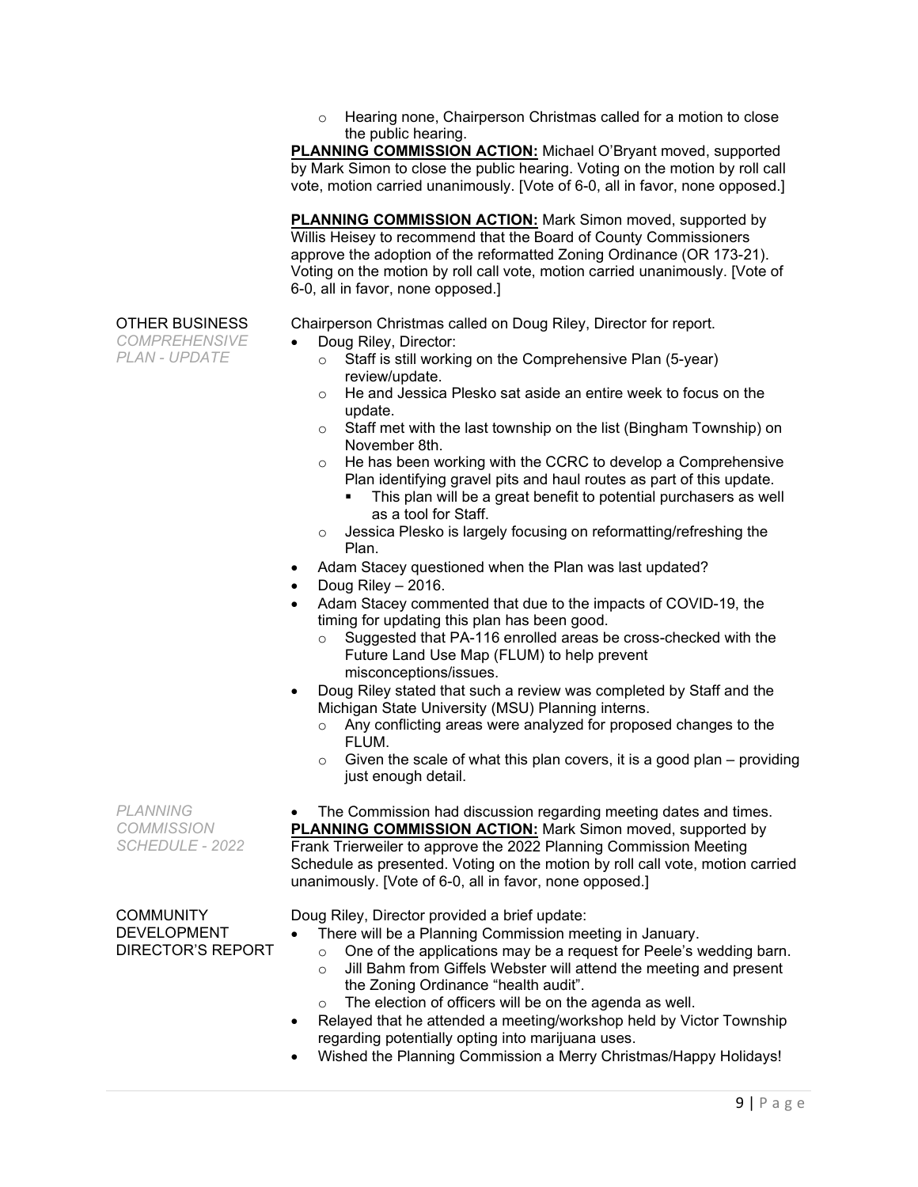- Hearing none, Chairperson Christmas called for a motion to close the public hearing.

**PLANNING COMMISSION ACTION:** Michael O'Bryant moved, supported by Mark Simon to close the public hearing. Voting on the motion by roll call vote, motion carried unanimously. [Vote of 6-0, all in favor, none opposed.]

**PLANNING COMMISSION ACTION:** Mark Simon moved, supported by Willis Heisey to recommend that the Board of County Commissioners approve the adoption of the reformatted Zoning Ordinance (OR 173-21). Voting on the motion by roll call vote, motion carried unanimously. [Vote of 6-0, all in favor, none opposed.]

## OTHER BUSINESS

*COMPREHENSIVE PLAN - UPDATE*

Chairperson Christmas called on Doug Riley, Director for report.

- Doug Riley, Director:
  - Staff is still working on the Comprehensive Plan (5-year) review/update.
  - He and Jessica Plesko sat aside an entire week to focus on the update.
  - Staff met with the last township on the list (Bingham Township) on November 8th.
  - He has been working with the CCRC to develop a Comprehensive Plan identifying gravel pits and haul routes as part of this update.
    - This plan will be a great benefit to potential purchasers as well as a tool for Staff.
  - Jessica Plesko is largely focusing on reformatting/refreshing the Plan.
- Adam Stacey questioned when the Plan was last updated?
- Doug Riley – 2016.
- Adam Stacey commented that due to the impacts of COVID-19, the timing for updating this plan has been good.
  - Suggested that PA-116 enrolled areas be cross-checked with the Future Land Use Map (FLUM) to help prevent misconceptions/issues.
- Doug Riley stated that such a review was completed by Staff and the Michigan State University (MSU) Planning interns.
  - Any conflicting areas were analyzed for proposed changes to the FLUM.
  - Given the scale of what this plan covers, it is a good plan – providing just enough detail.

*PLANNING COMMISSION SCHEDULE - 2022*

- The Commission had discussion regarding meeting dates and times.

**PLANNING COMMISSION ACTION:** Mark Simon moved, supported by Frank Trierweiler to approve the 2022 Planning Commission Meeting Schedule as presented. Voting on the motion by roll call vote, motion carried unanimously. [Vote of 6-0, all in favor, none opposed.]

## COMMUNITY DEVELOPMENT DIRECTOR'S REPORT

Doug Riley, Director provided a brief update:

- There will be a Planning Commission meeting in January.
  - One of the applications may be a request for Peele's wedding barn.
  - Jill Bahm from Giffels Webster will attend the meeting and present the Zoning Ordinance "health audit".
  - The election of officers will be on the agenda as well.
- Relayed that he attended a meeting/workshop held by Victor Township regarding potentially opting into marijuana uses.
- Wished the Planning Commission a Merry Christmas/Happy Holidays!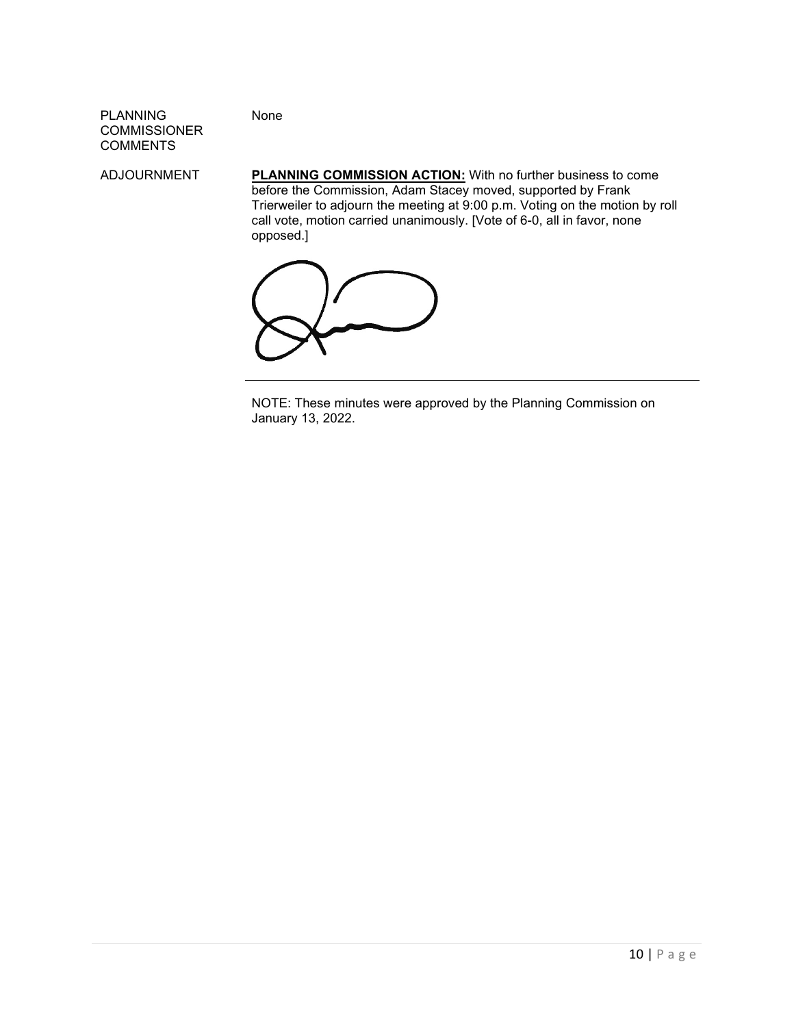PLANNING COMMISSIONER COMMENTS

None

ADJOURNMENT

**PLANNING COMMISSION ACTION:** With no further business to come before the Commission, Adam Stacey moved, supported by Frank Trierweiler to adjourn the meeting at 9:00 p.m. Voting on the motion by roll call vote, motion carried unanimously. [Vote of 6-0, all in favor, none opposed.]

---

NOTE: These minutes were approved by the Planning Commission on January 13, 2022.